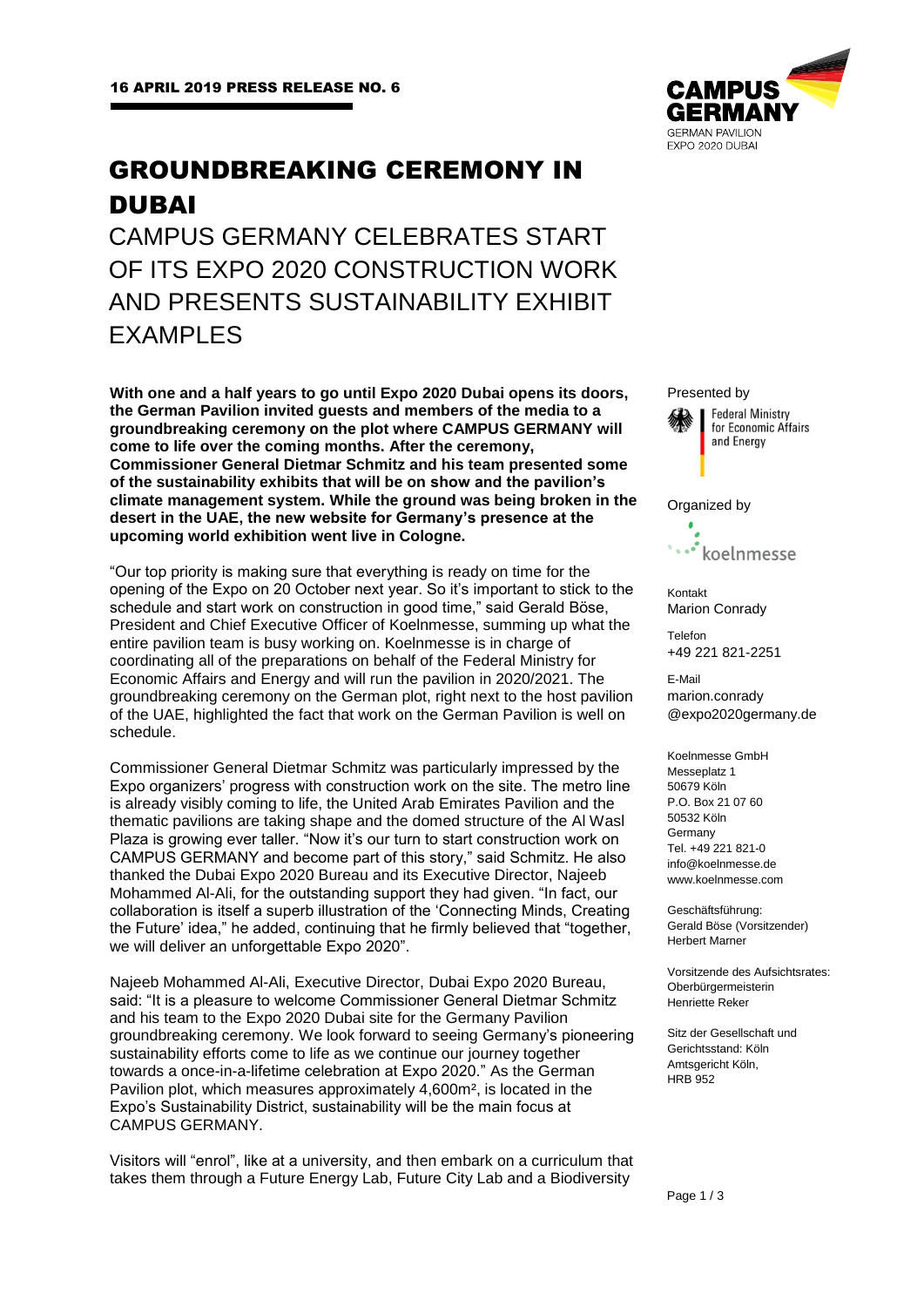16 APRIL 2019 PRESS RELEASE NO. 6

# GROUNDBREAKING CEREMONY IN DUBAI

## CAMPUS GERMANY CELEBRATES START OF ITS EXPO 2020 CONSTRUCTION WORK AND PRESENTS SUSTAINABILITY EXHIBIT EXAMPLES

**With one and a half years to go until Expo 2020 Dubai opens its doors, the German Pavilion invited guests and members of the media to a groundbreaking ceremony on the plot where CAMPUS GERMANY will come to life over the coming months. After the ceremony, Commissioner General Dietmar Schmitz and his team presented some of the sustainability exhibits that will be on show and the pavilion's climate management system. While the ground was being broken in the desert in the UAE, the new website for Germany's presence at the upcoming world exhibition went live in Cologne.**

"Our top priority is making sure that everything is ready on time for the opening of the Expo on 20 October next year. So it's important to stick to the schedule and start work on construction in good time," said Gerald Böse, President and Chief Executive Officer of Koelnmesse, summing up what the entire pavilion team is busy working on. Koelnmesse is in charge of coordinating all of the preparations on behalf of the Federal Ministry for Economic Affairs and Energy and will run the pavilion in 2020/2021. The groundbreaking ceremony on the German plot, right next to the host pavilion of the UAE, highlighted the fact that work on the German Pavilion is well on schedule.

Commissioner General Dietmar Schmitz was particularly impressed by the Expo organizers' progress with construction work on the site. The metro line is already visibly coming to life, the United Arab Emirates Pavilion and the thematic pavilions are taking shape and the domed structure of the Al Wasl Plaza is growing ever taller. "Now it's our turn to start construction work on CAMPUS GERMANY and become part of this story," said Schmitz. He also thanked the Dubai Expo 2020 Bureau and its Executive Director, Najeeb Mohammed Al-Ali, for the outstanding support they had given. "In fact, our collaboration is itself a superb illustration of the 'Connecting Minds, Creating the Future' idea," he added, continuing that he firmly believed that "together, we will deliver an unforgettable Expo 2020".

Najeeb Mohammed Al-Ali, Executive Director, Dubai Expo 2020 Bureau, said: "It is a pleasure to welcome Commissioner General Dietmar Schmitz and his team to the Expo 2020 Dubai site for the Germany Pavilion groundbreaking ceremony. We look forward to seeing Germany's pioneering sustainability efforts come to life as we continue our journey together towards a once-in-a-lifetime celebration at Expo 2020." As the German Pavilion plot, which measures approximately 4,600m², is located in the Expo's Sustainability District, sustainability will be the main focus at CAMPUS GERMANY.

Visitors will "enrol", like at a university, and then embark on a curriculum that takes them through a Future Energy Lab, Future City Lab and a Biodiversity

CAMPUS GERMANY
GERMAN PAVILION
EXPO 2020 DUBAI

Presented by
Federal Ministry for Economic Affairs and Energy

Organized by
koelnmesse

Kontakt
Marion Conrady

Telefon
+49 221 821-2251

E-Mail
marion.conrady@expo2020germany.de

Koelnmesse GmbH
Messeplatz 1
50679 Köln
P.O. Box 21 07 60
50532 Köln
Germany
Tel. +49 221 821-0
info@koelnmesse.de
www.koelnmesse.com

Geschäftsführung:
Gerald Böse (Vorsitzender)
Herbert Marner

Vorsitzende des Aufsichtsrates:
Oberbürgermeisterin
Henriette Reker

Sitz der Gesellschaft und Gerichtsstand: Köln
Amtsgericht Köln,
HRB 952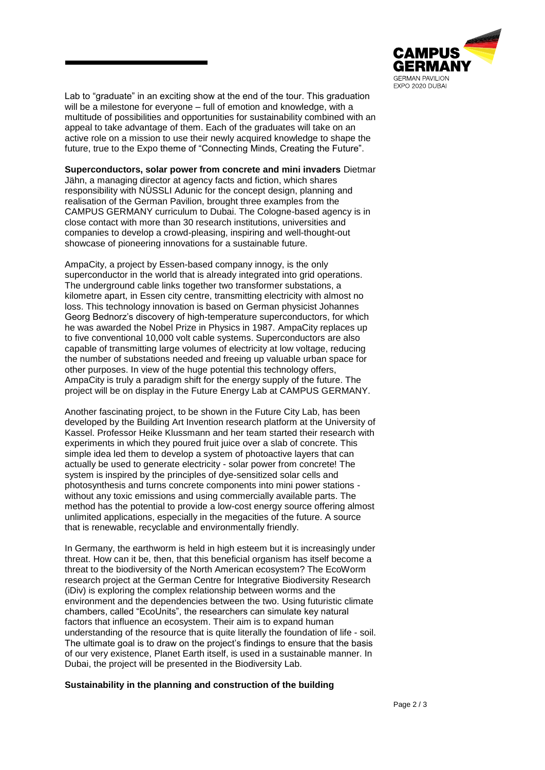Lab to "graduate" in an exciting show at the end of the tour. This graduation will be a milestone for everyone – full of emotion and knowledge, with a multitude of possibilities and opportunities for sustainability combined with an appeal to take advantage of them. Each of the graduates will take on an active role on a mission to use their newly acquired knowledge to shape the future, true to the Expo theme of "Connecting Minds, Creating the Future".

**Superconductors, solar power from concrete and mini invaders** Dietmar Jähn, a managing director at agency facts and fiction, which shares responsibility with NÜSSLI Adunic for the concept design, planning and realisation of the German Pavilion, brought three examples from the CAMPUS GERMANY curriculum to Dubai. The Cologne-based agency is in close contact with more than 30 research institutions, universities and companies to develop a crowd-pleasing, inspiring and well-thought-out showcase of pioneering innovations for a sustainable future.

AmpaCity, a project by Essen-based company innogy, is the only superconductor in the world that is already integrated into grid operations. The underground cable links together two transformer substations, a kilometre apart, in Essen city centre, transmitting electricity with almost no loss. This technology innovation is based on German physicist Johannes Georg Bednorz's discovery of high-temperature superconductors, for which he was awarded the Nobel Prize in Physics in 1987. AmpaCity replaces up to five conventional 10,000 volt cable systems. Superconductors are also capable of transmitting large volumes of electricity at low voltage, reducing the number of substations needed and freeing up valuable urban space for other purposes. In view of the huge potential this technology offers, AmpaCity is truly a paradigm shift for the energy supply of the future. The project will be on display in the Future Energy Lab at CAMPUS GERMANY.

Another fascinating project, to be shown in the Future City Lab, has been developed by the Building Art Invention research platform at the University of Kassel. Professor Heike Klussmann and her team started their research with experiments in which they poured fruit juice over a slab of concrete. This simple idea led them to develop a system of photoactive layers that can actually be used to generate electricity - solar power from concrete! The system is inspired by the principles of dye-sensitized solar cells and photosynthesis and turns concrete components into mini power stations - without any toxic emissions and using commercially available parts. The method has the potential to provide a low-cost energy source offering almost unlimited applications, especially in the megacities of the future. A source that is renewable, recyclable and environmentally friendly.

In Germany, the earthworm is held in high esteem but it is increasingly under threat. How can it be, then, that this beneficial organism has itself become a threat to the biodiversity of the North American ecosystem? The EcoWorm research project at the German Centre for Integrative Biodiversity Research (iDiv) is exploring the complex relationship between worms and the environment and the dependencies between the two. Using futuristic climate chambers, called "EcoUnits", the researchers can simulate key natural factors that influence an ecosystem. Their aim is to expand human understanding of the resource that is quite literally the foundation of life - soil. The ultimate goal is to draw on the project's findings to ensure that the basis of our very existence, Planet Earth itself, is used in a sustainable manner. In Dubai, the project will be presented in the Biodiversity Lab.

**Sustainability in the planning and construction of the building**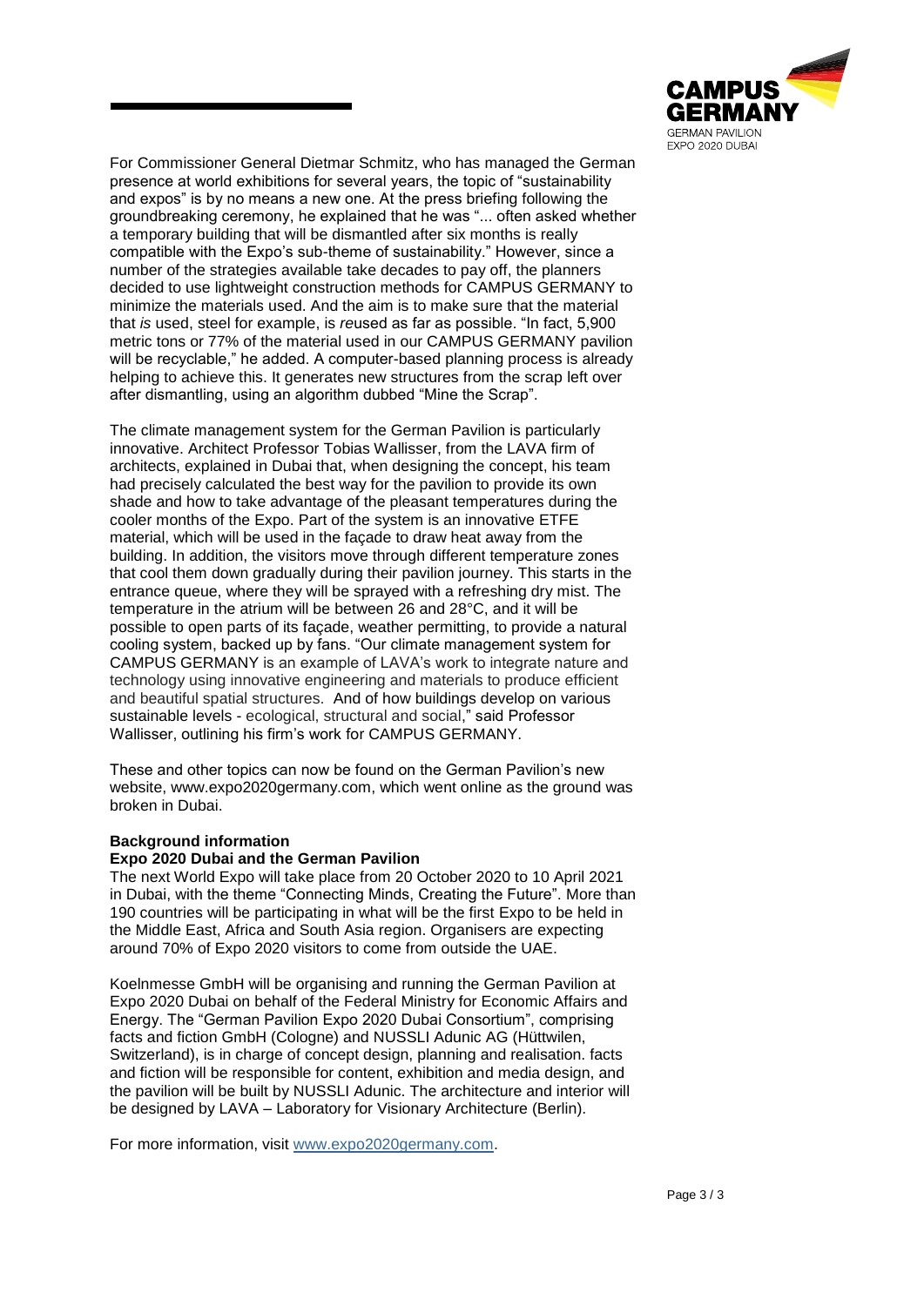For Commissioner General Dietmar Schmitz, who has managed the German presence at world exhibitions for several years, the topic of "sustainability and expos" is by no means a new one. At the press briefing following the groundbreaking ceremony, he explained that he was "... often asked whether a temporary building that will be dismantled after six months is really compatible with the Expo's sub-theme of sustainability." However, since a number of the strategies available take decades to pay off, the planners decided to use lightweight construction methods for CAMPUS GERMANY to minimize the materials used. And the aim is to make sure that the material that *is* used, steel for example, is *re*used as far as possible. "In fact, 5,900 metric tons or 77% of the material used in our CAMPUS GERMANY pavilion will be recyclable," he added. A computer-based planning process is already helping to achieve this. It generates new structures from the scrap left over after dismantling, using an algorithm dubbed "Mine the Scrap".

The climate management system for the German Pavilion is particularly innovative. Architect Professor Tobias Wallisser, from the LAVA firm of architects, explained in Dubai that, when designing the concept, his team had precisely calculated the best way for the pavilion to provide its own shade and how to take advantage of the pleasant temperatures during the cooler months of the Expo. Part of the system is an innovative ETFE material, which will be used in the façade to draw heat away from the building. In addition, the visitors move through different temperature zones that cool them down gradually during their pavilion journey. This starts in the entrance queue, where they will be sprayed with a refreshing dry mist. The temperature in the atrium will be between 26 and 28°C, and it will be possible to open parts of its façade, weather permitting, to provide a natural cooling system, backed up by fans. "Our climate management system for CAMPUS GERMANY is an example of LAVA's work to integrate nature and technology using innovative engineering and materials to produce efficient and beautiful spatial structures. And of how buildings develop on various sustainable levels - ecological, structural and social," said Professor Wallisser, outlining his firm's work for CAMPUS GERMANY.

These and other topics can now be found on the German Pavilion's new website, www.expo2020germany.com, which went online as the ground was broken in Dubai.

**Background information**

**Expo 2020 Dubai and the German Pavilion**

The next World Expo will take place from 20 October 2020 to 10 April 2021 in Dubai, with the theme "Connecting Minds, Creating the Future". More than 190 countries will be participating in what will be the first Expo to be held in the Middle East, Africa and South Asia region. Organisers are expecting around 70% of Expo 2020 visitors to come from outside the UAE.

Koelnmesse GmbH will be organising and running the German Pavilion at Expo 2020 Dubai on behalf of the Federal Ministry for Economic Affairs and Energy. The "German Pavilion Expo 2020 Dubai Consortium", comprising facts and fiction GmbH (Cologne) and NUSSLI Adunic AG (Hüttwilen, Switzerland), is in charge of concept design, planning and realisation. facts and fiction will be responsible for content, exhibition and media design, and the pavilion will be built by NUSSLI Adunic. The architecture and interior will be designed by LAVA – Laboratory for Visionary Architecture (Berlin).

For more information, visit www.expo2020germany.com.